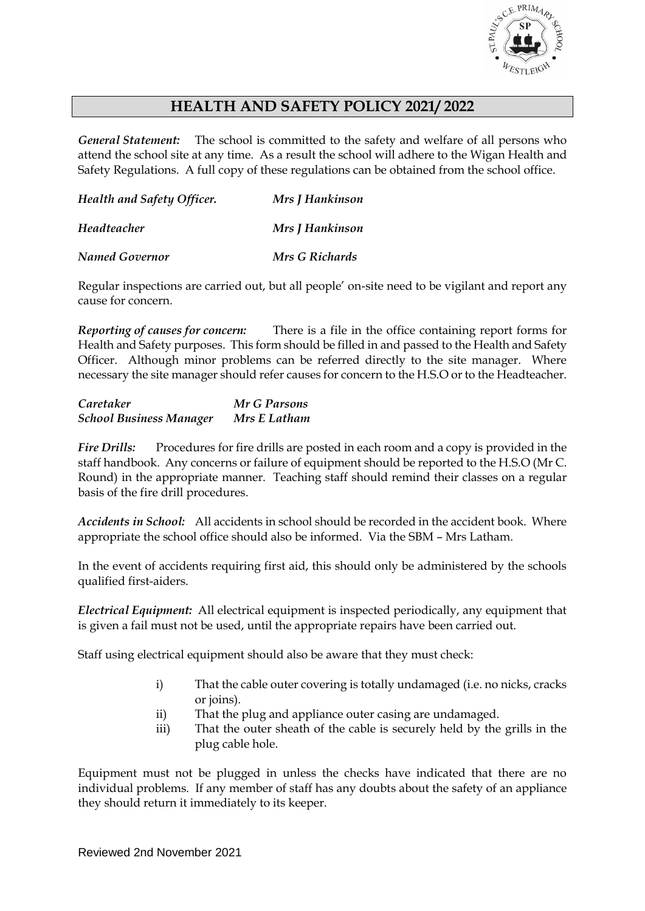# HEALTH AND SAFETY POLICY 2021/ 2022

***General Statement:*** The school is committed to the safety and welfare of all persons who attend the school site at any time. As a result the school will adhere to the Wigan Health and Safety Regulations. A full copy of these regulations can be obtained from the school office.

| | |
|---|---|
| ***Health and Safety Officer.*** | ***Mrs J Hankinson*** |
| ***Headteacher*** | ***Mrs J Hankinson*** |
| ***Named Governor*** | ***Mrs G Richards*** |

Regular inspections are carried out, but all people' on-site need to be vigilant and report any cause for concern.

***Reporting of causes for concern:*** There is a file in the office containing report forms for Health and Safety purposes. This form should be filled in and passed to the Health and Safety Officer. Although minor problems can be referred directly to the site manager. Where necessary the site manager should refer causes for concern to the H.S.O or to the Headteacher.

| | |
|---|---|
| ***Caretaker*** | ***Mr G Parsons*** |
| ***School Business Manager*** | ***Mrs E Latham*** |

***Fire Drills:*** Procedures for fire drills are posted in each room and a copy is provided in the staff handbook. Any concerns or failure of equipment should be reported to the H.S.O (Mr C. Round) in the appropriate manner. Teaching staff should remind their classes on a regular basis of the fire drill procedures.

***Accidents in School:*** All accidents in school should be recorded in the accident book. Where appropriate the school office should also be informed. Via the SBM – Mrs Latham.

In the event of accidents requiring first aid, this should only be administered by the schools qualified first-aiders.

***Electrical Equipment:*** All electrical equipment is inspected periodically, any equipment that is given a fail must not be used, until the appropriate repairs have been carried out.

Staff using electrical equipment should also be aware that they must check:

i) That the cable outer covering is totally undamaged (i.e. no nicks, cracks or joins).

ii) That the plug and appliance outer casing are undamaged.

iii) That the outer sheath of the cable is securely held by the grills in the plug cable hole.

Equipment must not be plugged in unless the checks have indicated that there are no individual problems. If any member of staff has any doubts about the safety of an appliance they should return it immediately to its keeper.

Reviewed 2nd November 2021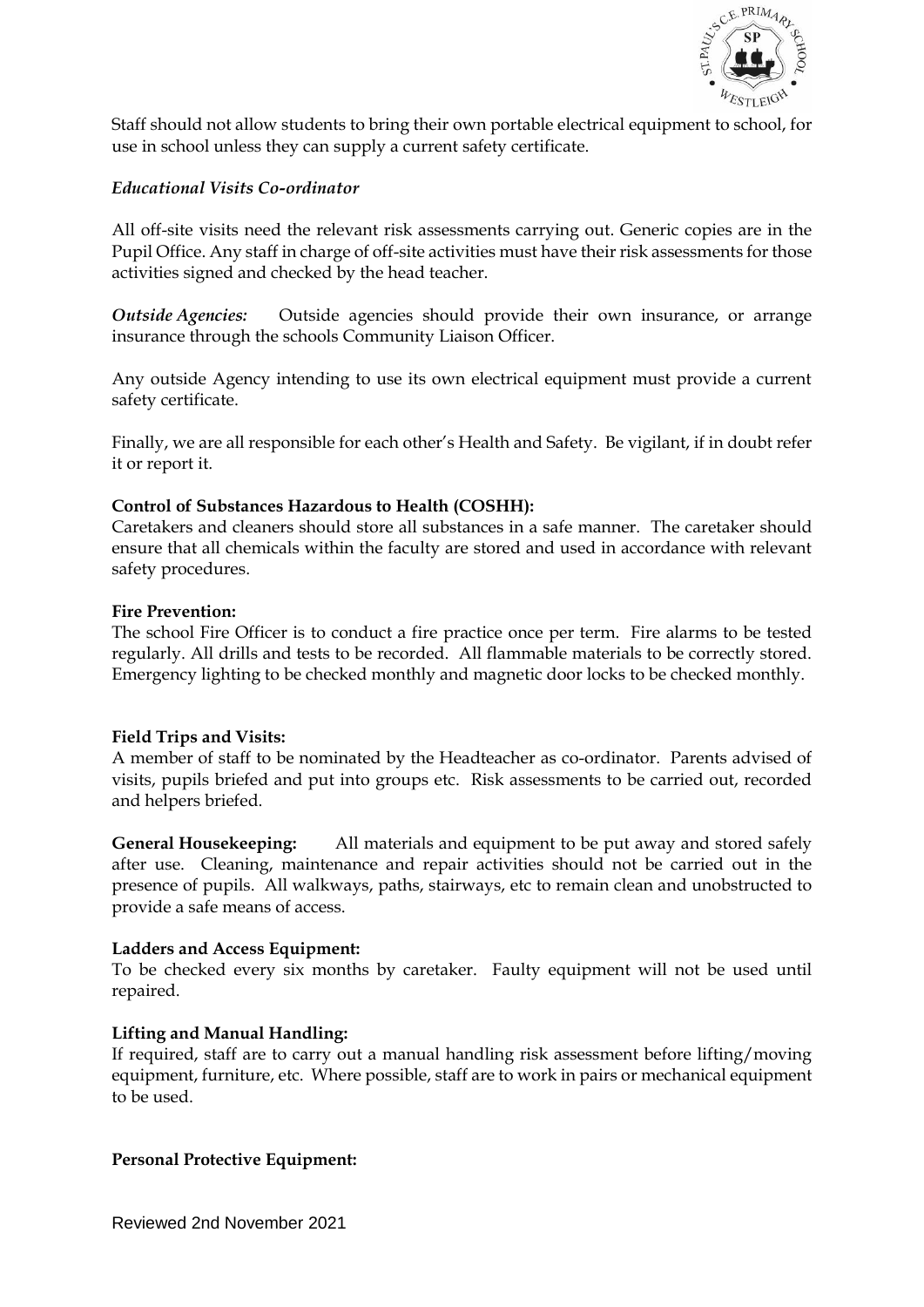Staff should not allow students to bring their own portable electrical equipment to school, for use in school unless they can supply a current safety certificate.

*Educational Visits Co-ordinator*

All off-site visits need the relevant risk assessments carrying out. Generic copies are in the Pupil Office. Any staff in charge of off-site activities must have their risk assessments for those activities signed and checked by the head teacher.

***Outside Agencies:*** Outside agencies should provide their own insurance, or arrange insurance through the schools Community Liaison Officer.

Any outside Agency intending to use its own electrical equipment must provide a current safety certificate.

Finally, we are all responsible for each other's Health and Safety. Be vigilant, if in doubt refer it or report it.

**Control of Substances Hazardous to Health (COSHH):**
Caretakers and cleaners should store all substances in a safe manner. The caretaker should ensure that all chemicals within the faculty are stored and used in accordance with relevant safety procedures.

**Fire Prevention:**
The school Fire Officer is to conduct a fire practice once per term. Fire alarms to be tested regularly. All drills and tests to be recorded. All flammable materials to be correctly stored. Emergency lighting to be checked monthly and magnetic door locks to be checked monthly.

**Field Trips and Visits:**
A member of staff to be nominated by the Headteacher as co-ordinator. Parents advised of visits, pupils briefed and put into groups etc. Risk assessments to be carried out, recorded and helpers briefed.

**General Housekeeping:** All materials and equipment to be put away and stored safely after use. Cleaning, maintenance and repair activities should not be carried out in the presence of pupils. All walkways, paths, stairways, etc to remain clean and unobstructed to provide a safe means of access.

**Ladders and Access Equipment:**
To be checked every six months by caretaker. Faulty equipment will not be used until repaired.

**Lifting and Manual Handling:**
If required, staff are to carry out a manual handling risk assessment before lifting/moving equipment, furniture, etc. Where possible, staff are to work in pairs or mechanical equipment to be used.

**Personal Protective Equipment:**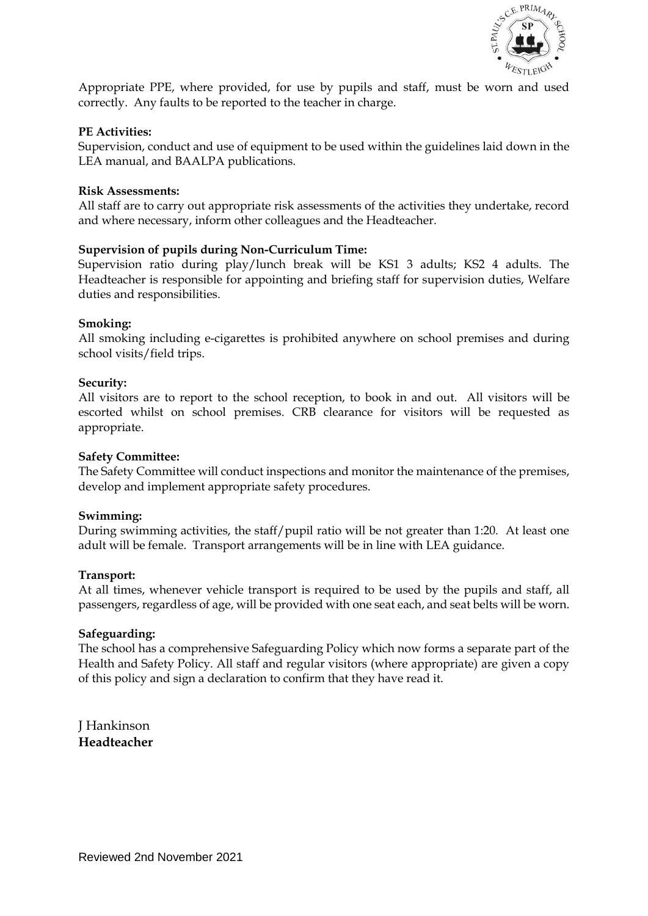Appropriate PPE, where provided, for use by pupils and staff, must be worn and used correctly. Any faults to be reported to the teacher in charge.

**PE Activities:**
Supervision, conduct and use of equipment to be used within the guidelines laid down in the LEA manual, and BAALPA publications.

**Risk Assessments:**
All staff are to carry out appropriate risk assessments of the activities they undertake, record and where necessary, inform other colleagues and the Headteacher.

**Supervision of pupils during Non-Curriculum Time:**
Supervision ratio during play/lunch break will be KS1 3 adults; KS2 4 adults. The Headteacher is responsible for appointing and briefing staff for supervision duties, Welfare duties and responsibilities.

**Smoking:**
All smoking including e-cigarettes is prohibited anywhere on school premises and during school visits/field trips.

**Security:**
All visitors are to report to the school reception, to book in and out. All visitors will be escorted whilst on school premises. CRB clearance for visitors will be requested as appropriate.

**Safety Committee:**
The Safety Committee will conduct inspections and monitor the maintenance of the premises, develop and implement appropriate safety procedures.

**Swimming:**
During swimming activities, the staff/pupil ratio will be not greater than 1:20. At least one adult will be female. Transport arrangements will be in line with LEA guidance.

**Transport:**
At all times, whenever vehicle transport is required to be used by the pupils and staff, all passengers, regardless of age, will be provided with one seat each, and seat belts will be worn.

**Safeguarding:**
The school has a comprehensive Safeguarding Policy which now forms a separate part of the Health and Safety Policy. All staff and regular visitors (where appropriate) are given a copy of this policy and sign a declaration to confirm that they have read it.

J Hankinson
**Headteacher**

Reviewed 2nd November 2021